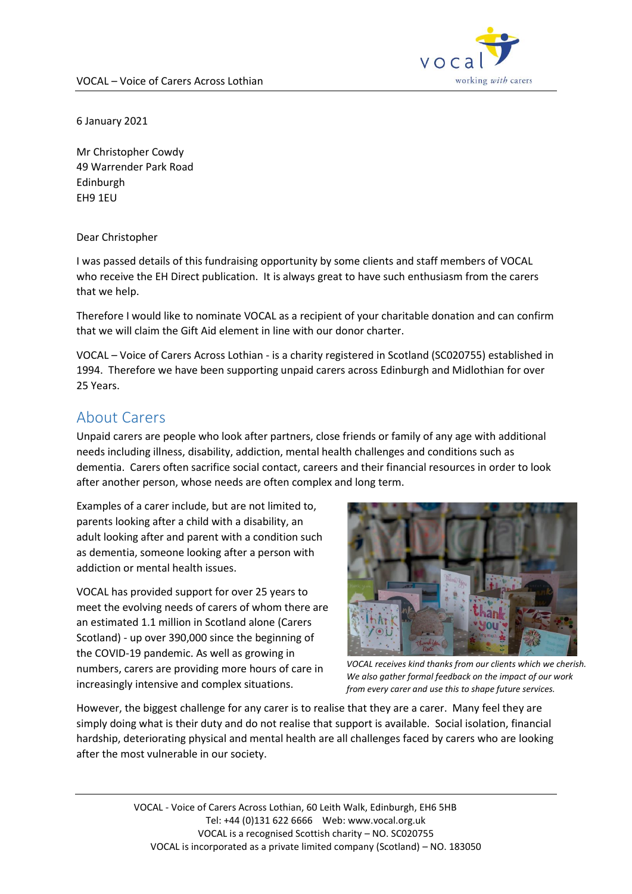6 January 2021

Mr Christopher Cowdy
49 Warrender Park Road
Edinburgh
EH9 1EU

Dear Christopher

I was passed details of this fundraising opportunity by some clients and staff members of VOCAL who receive the EH Direct publication. It is always great to have such enthusiasm from the carers that we help.

Therefore I would like to nominate VOCAL as a recipient of your charitable donation and can confirm that we will claim the Gift Aid element in line with our donor charter.

VOCAL – Voice of Carers Across Lothian - is a charity registered in Scotland (SC020755) established in 1994. Therefore we have been supporting unpaid carers across Edinburgh and Midlothian for over 25 Years.

## About Carers

Unpaid carers are people who look after partners, close friends or family of any age with additional needs including illness, disability, addiction, mental health challenges and conditions such as dementia. Carers often sacrifice social contact, careers and their financial resources in order to look after another person, whose needs are often complex and long term.

Examples of a carer include, but are not limited to, parents looking after a child with a disability, an adult looking after and parent with a condition such as dementia, someone looking after a person with addiction or mental health issues.

VOCAL has provided support for over 25 years to meet the evolving needs of carers of whom there are an estimated 1.1 million in Scotland alone (Carers Scotland) - up over 390,000 since the beginning of the COVID-19 pandemic. As well as growing in numbers, carers are providing more hours of care in increasingly intensive and complex situations.

*VOCAL receives kind thanks from our clients which we cherish. We also gather formal feedback on the impact of our work from every carer and use this to shape future services.*

However, the biggest challenge for any carer is to realise that they are a carer. Many feel they are simply doing what is their duty and do not realise that support is available. Social isolation, financial hardship, deteriorating physical and mental health are all challenges faced by carers who are looking after the most vulnerable in our society.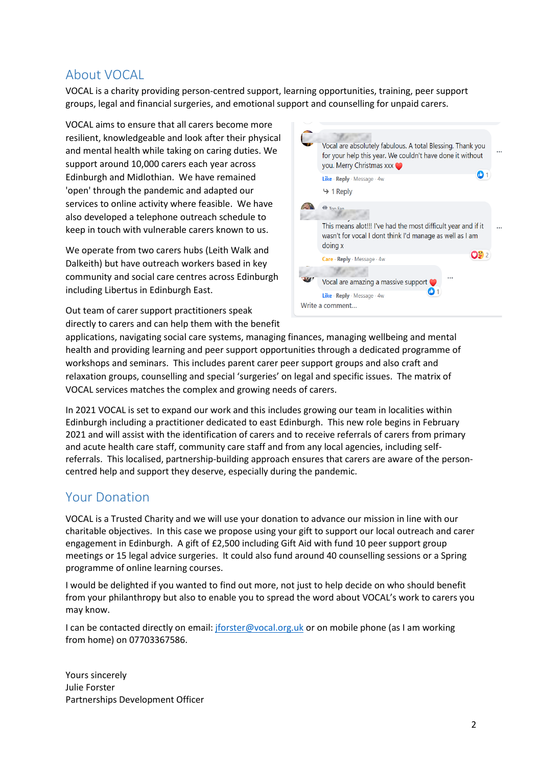## About VOCAL

VOCAL is a charity providing person-centred support, learning opportunities, training, peer support groups, legal and financial surgeries, and emotional support and counselling for unpaid carers.

VOCAL aims to ensure that all carers become more resilient, knowledgeable and look after their physical and mental health while taking on caring duties. We support around 10,000 carers each year across Edinburgh and Midlothian. We have remained 'open' through the pandemic and adapted our services to online activity where feasible. We have also developed a telephone outreach schedule to keep in touch with vulnerable carers known to us.

We operate from two carers hubs (Leith Walk and Dalkeith) but have outreach workers based in key community and social care centres across Edinburgh including Libertus in Edinburgh East.

Out team of carer support practitioners speak directly to carers and can help them with the benefit applications, navigating social care systems, managing finances, managing wellbeing and mental health and providing learning and peer support opportunities through a dedicated programme of workshops and seminars. This includes parent carer peer support groups and also craft and relaxation groups, counselling and special 'surgeries' on legal and specific issues. The matrix of VOCAL services matches the complex and growing needs of carers.

In 2021 VOCAL is set to expand our work and this includes growing our team in localities within Edinburgh including a practitioner dedicated to east Edinburgh. This new role begins in February 2021 and will assist with the identification of carers and to receive referrals of carers from primary and acute health care staff, community care staff and from any local agencies, including self-referrals. This localised, partnership-building approach ensures that carers are aware of the person-centred help and support they deserve, especially during the pandemic.

## Your Donation

VOCAL is a Trusted Charity and we will use your donation to advance our mission in line with our charitable objectives. In this case we propose using your gift to support our local outreach and carer engagement in Edinburgh. A gift of £2,500 including Gift Aid with fund 10 peer support group meetings or 15 legal advice surgeries. It could also fund around 40 counselling sessions or a Spring programme of online learning courses.

I would be delighted if you wanted to find out more, not just to help decide on who should benefit from your philanthropy but also to enable you to spread the word about VOCAL's work to carers you may know.

I can be contacted directly on email: [jforster@vocal.org.uk](mailto:jforster@vocal.org.uk) or on mobile phone (as I am working from home) on 07703367586.

Yours sincerely
Julie Forster
Partnerships Development Officer